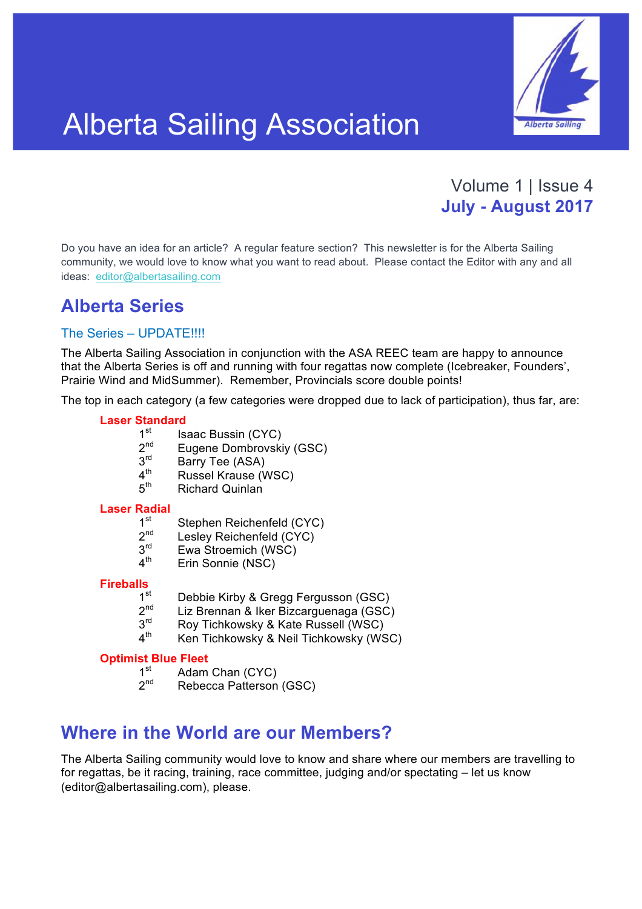# Alberta Sailing Association

Volume 1 | Issue 4

**July - August 2017**

Do you have an idea for an article? A regular feature section? This newsletter is for the Alberta Sailing community, we would love to know what you want to read about. Please contact the Editor with any and all ideas: editor@albertasailing.com

## Alberta Series

### The Series – UPDATE!!!!

The Alberta Sailing Association in conjunction with the ASA REEC team are happy to announce that the Alberta Series is off and running with four regattas now complete (Icebreaker, Founders', Prairie Wind and MidSummer). Remember, Provincials score double points!

The top in each category (a few categories were dropped due to lack of participation), thus far, are:

**Laser Standard**

- 1st Isaac Bussin (CYC)
- 2nd Eugene Dombrovskiy (GSC)
- 3rd Barry Tee (ASA)
- 4th Russel Krause (WSC)
- 5th Richard Quinlan

**Laser Radial**

- 1st Stephen Reichenfeld (CYC)
- 2nd Lesley Reichenfeld (CYC)
- 3rd Ewa Stroemich (WSC)
- 4th Erin Sonnie (NSC)

**Fireballs**

- 1st Debbie Kirby & Gregg Fergusson (GSC)
- 2nd Liz Brennan & Iker Bizcarguenaga (GSC)
- 3rd Roy Tichkowsky & Kate Russell (WSC)
- 4th Ken Tichkowsky & Neil Tichkowsky (WSC)

**Optimist Blue Fleet**

- 1st Adam Chan (CYC)
- 2nd Rebecca Patterson (GSC)

## Where in the World are our Members?

The Alberta Sailing community would love to know and share where our members are travelling to for regattas, be it racing, training, race committee, judging and/or spectating – let us know (editor@albertasailing.com), please.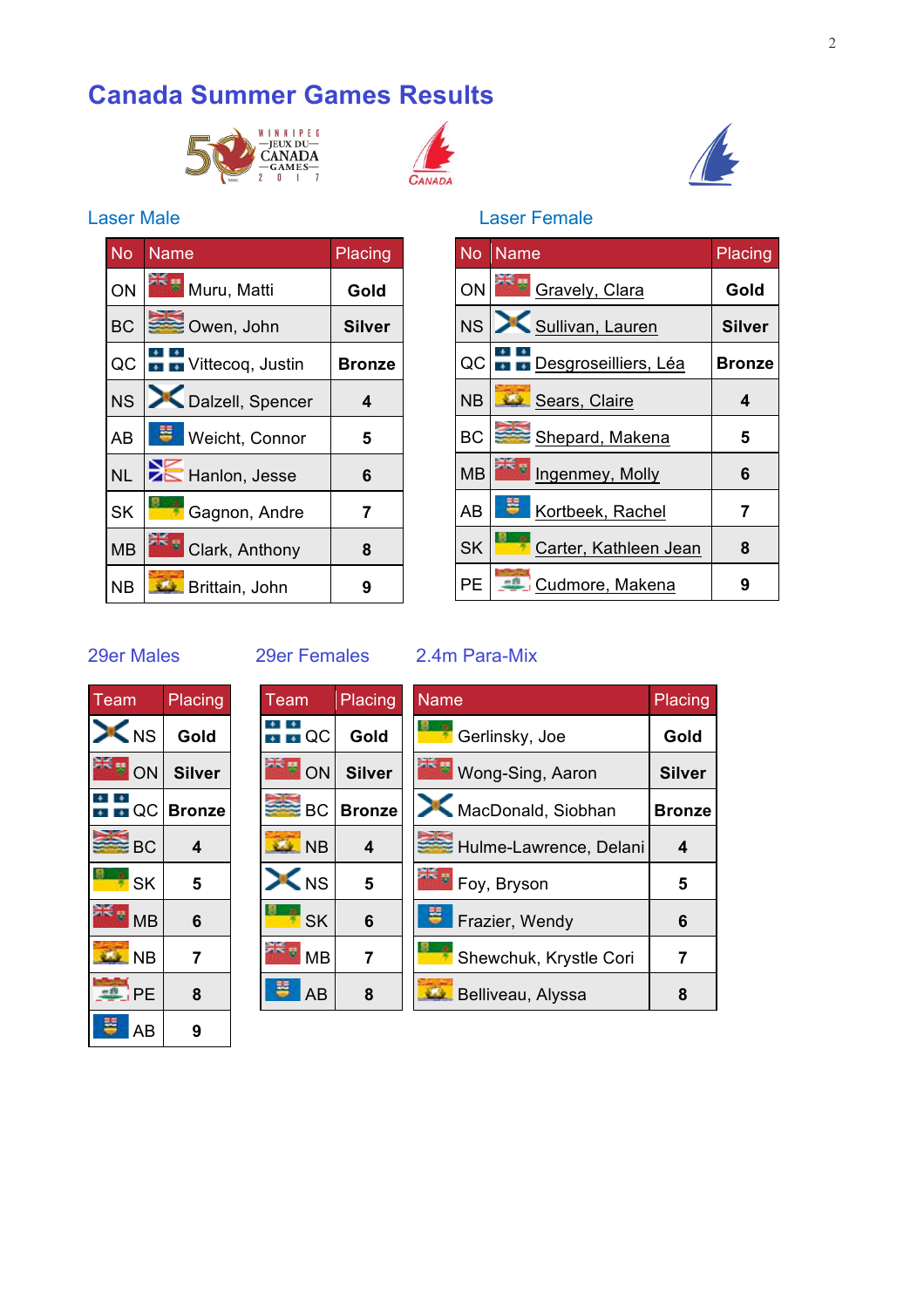# Canada Summer Games Results

## Laser Male

| No | Name | Placing |
|---|---|---|
| ON | Muru, Matti | **Gold** |
| BC | Owen, John | **Silver** |
| QC | Vittecoq, Justin | **Bronze** |
| NS | Dalzell, Spencer | **4** |
| AB | Weicht, Connor | **5** |
| NL | Hanlon, Jesse | **6** |
| SK | Gagnon, Andre | **7** |
| MB | Clark, Anthony | **8** |
| NB | Brittain, John | **9** |

## Laser Female

| No | Name | Placing |
|---|---|---|
| ON | Gravely, Clara | **Gold** |
| NS | Sullivan, Lauren | **Silver** |
| QC | Desgroseilliers, Léa | **Bronze** |
| NB | Sears, Claire | **4** |
| BC | Shepard, Makena | **5** |
| MB | Ingenmey, Molly | **6** |
| AB | Kortbeek, Rachel | **7** |
| SK | Carter, Kathleen Jean | **8** |
| PE | Cudmore, Makena | **9** |

## 29er Males

| Team | Placing |
|---|---|
| NS | **Gold** |
| ON | **Silver** |
| QC | **Bronze** |
| BC | **4** |
| SK | **5** |
| MB | **6** |
| NB | **7** |
| PE | **8** |
| AB | **9** |

## 29er Females

| Team | Placing |
|---|---|
| QC | **Gold** |
| ON | **Silver** |
| BC | **Bronze** |
| NB | **4** |
| NS | **5** |
| SK | **6** |
| MB | **7** |
| AB | **8** |

## 2.4m Para-Mix

| Name | Placing |
|---|---|
| Gerlinsky, Joe | **Gold** |
| Wong-Sing, Aaron | **Silver** |
| MacDonald, Siobhan | **Bronze** |
| Hulme-Lawrence, Delani | **4** |
| Foy, Bryson | **5** |
| Frazier, Wendy | **6** |
| Shewchuk, Krystle Cori | **7** |
| Belliveau, Alyssa | **8** |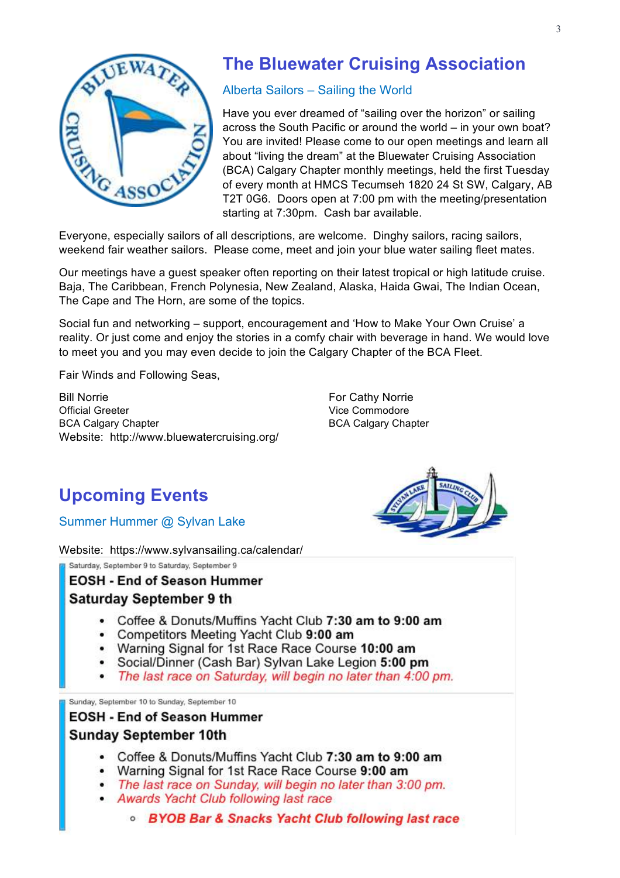## The Bluewater Cruising Association

### Alberta Sailors – Sailing the World

Have you ever dreamed of "sailing over the horizon" or sailing across the South Pacific or around the world – in your own boat? You are invited! Please come to our open meetings and learn all about "living the dream" at the Bluewater Cruising Association (BCA) Calgary Chapter monthly meetings, held the first Tuesday of every month at HMCS Tecumseh 1820 24 St SW, Calgary, AB T2T 0G6. Doors open at 7:00 pm with the meeting/presentation starting at 7:30pm. Cash bar available.

Everyone, especially sailors of all descriptions, are welcome. Dinghy sailors, racing sailors, weekend fair weather sailors. Please come, meet and join your blue water sailing fleet mates.

Our meetings have a guest speaker often reporting on their latest tropical or high latitude cruise. Baja, The Caribbean, French Polynesia, New Zealand, Alaska, Haida Gwai, The Indian Ocean, The Cape and The Horn, are some of the topics.

Social fun and networking – support, encouragement and 'How to Make Your Own Cruise' a reality. Or just come and enjoy the stories in a comfy chair with beverage in hand. We would love to meet you and you may even decide to join the Calgary Chapter of the BCA Fleet.

Fair Winds and Following Seas,

Bill Norrie
Official Greeter
BCA Calgary Chapter
Website: http://www.bluewatercruising.org/

For Cathy Norrie
Vice Commodore
BCA Calgary Chapter

## Upcoming Events

### Summer Hummer @ Sylvan Lake

Website: https://www.sylvansailing.ca/calendar/

Saturday, September 9 to Saturday, September 9

**EOSH - End of Season Hummer**

**Saturday September 9 th**

- Coffee & Donuts/Muffins Yacht Club **7:30 am to 9:00 am**
- Competitors Meeting Yacht Club **9:00 am**
- Warning Signal for 1st Race Race Course **10:00 am**
- Social/Dinner (Cash Bar) Sylvan Lake Legion **5:00 pm**
- *The last race on Saturday, will begin no later than 4:00 pm.*

Sunday, September 10 to Sunday, September 10

**EOSH - End of Season Hummer**

**Sunday September 10th**

- Coffee & Donuts/Muffins Yacht Club **7:30 am to 9:00 am**
- Warning Signal for 1st Race Race Course **9:00 am**
- *The last race on Sunday, will begin no later than 3:00 pm.*
- *Awards Yacht Club following last race*
    - ***BYOB Bar & Snacks Yacht Club following last race***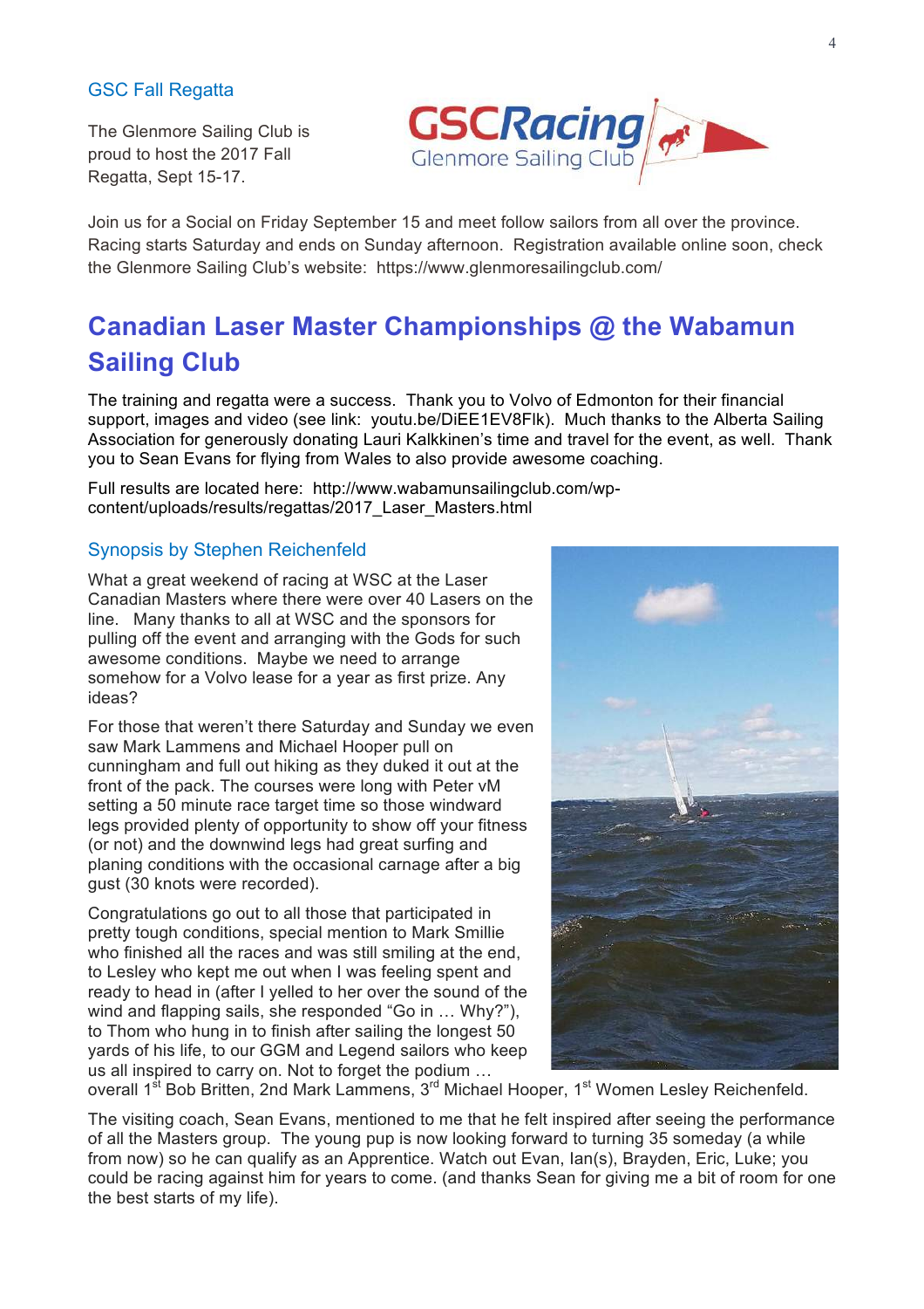### GSC Fall Regatta

The Glenmore Sailing Club is proud to host the 2017 Fall Regatta, Sept 15-17.

Join us for a Social on Friday September 15 and meet follow sailors from all over the province. Racing starts Saturday and ends on Sunday afternoon. Registration available online soon, check the Glenmore Sailing Club's website: https://www.glenmoresailingclub.com/

## Canadian Laser Master Championships @ the Wabamun Sailing Club

The training and regatta were a success. Thank you to Volvo of Edmonton for their financial support, images and video (see link: youtu.be/DiEE1EV8Flk). Much thanks to the Alberta Sailing Association for generously donating Lauri Kalkkinen's time and travel for the event, as well. Thank you to Sean Evans for flying from Wales to also provide awesome coaching.

Full results are located here: http://www.wabamunsailingclub.com/wp-content/uploads/results/regattas/2017_Laser_Masters.html

### Synopsis by Stephen Reichenfeld

What a great weekend of racing at WSC at the Laser Canadian Masters where there were over 40 Lasers on the line. Many thanks to all at WSC and the sponsors for pulling off the event and arranging with the Gods for such awesome conditions. Maybe we need to arrange somehow for a Volvo lease for a year as first prize. Any ideas?

For those that weren't there Saturday and Sunday we even saw Mark Lammens and Michael Hooper pull on cunningham and full out hiking as they duked it out at the front of the pack. The courses were long with Peter vM setting a 50 minute race target time so those windward legs provided plenty of opportunity to show off your fitness (or not) and the downwind legs had great surfing and planing conditions with the occasional carnage after a big gust (30 knots were recorded).

Congratulations go out to all those that participated in pretty tough conditions, special mention to Mark Smillie who finished all the races and was still smiling at the end, to Lesley who kept me out when I was feeling spent and ready to head in (after I yelled to her over the sound of the wind and flapping sails, she responded "Go in … Why?"), to Thom who hung in to finish after sailing the longest 50 yards of his life, to our GGM and Legend sailors who keep us all inspired to carry on. Not to forget the podium … overall 1st Bob Britten, 2nd Mark Lammens, 3rd Michael Hooper, 1st Women Lesley Reichenfeld.

The visiting coach, Sean Evans, mentioned to me that he felt inspired after seeing the performance of all the Masters group. The young pup is now looking forward to turning 35 someday (a while from now) so he can qualify as an Apprentice. Watch out Evan, Ian(s), Brayden, Eric, Luke; you could be racing against him for years to come. (and thanks Sean for giving me a bit of room for one the best starts of my life).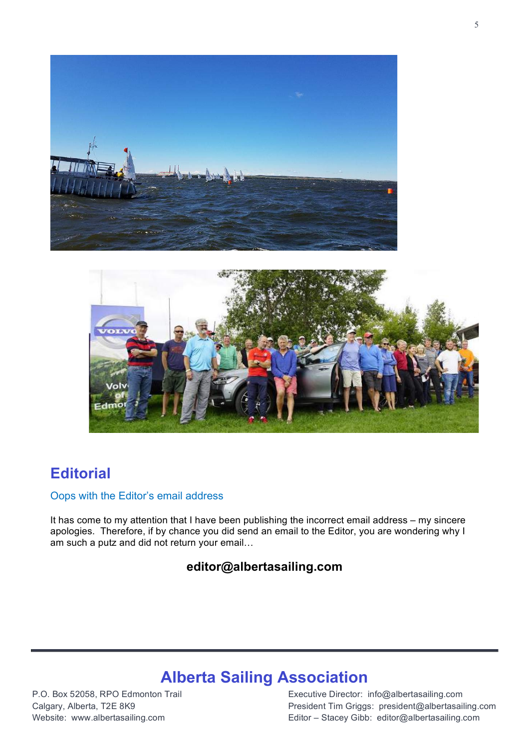## Editorial

### Oops with the Editor's email address

It has come to my attention that I have been publishing the incorrect email address – my sincere apologies. Therefore, if by chance you did send an email to the Editor, you are wondering why I am such a putz and did not return your email…

**editor@albertasailing.com**

---

## Alberta Sailing Association

P.O. Box 52058, RPO Edmonton Trail
Calgary, Alberta, T2E 8K9
Website: www.albertasailing.com

Executive Director: info@albertasailing.com
President Tim Griggs: president@albertasailing.com
Editor – Stacey Gibb: editor@albertasailing.com